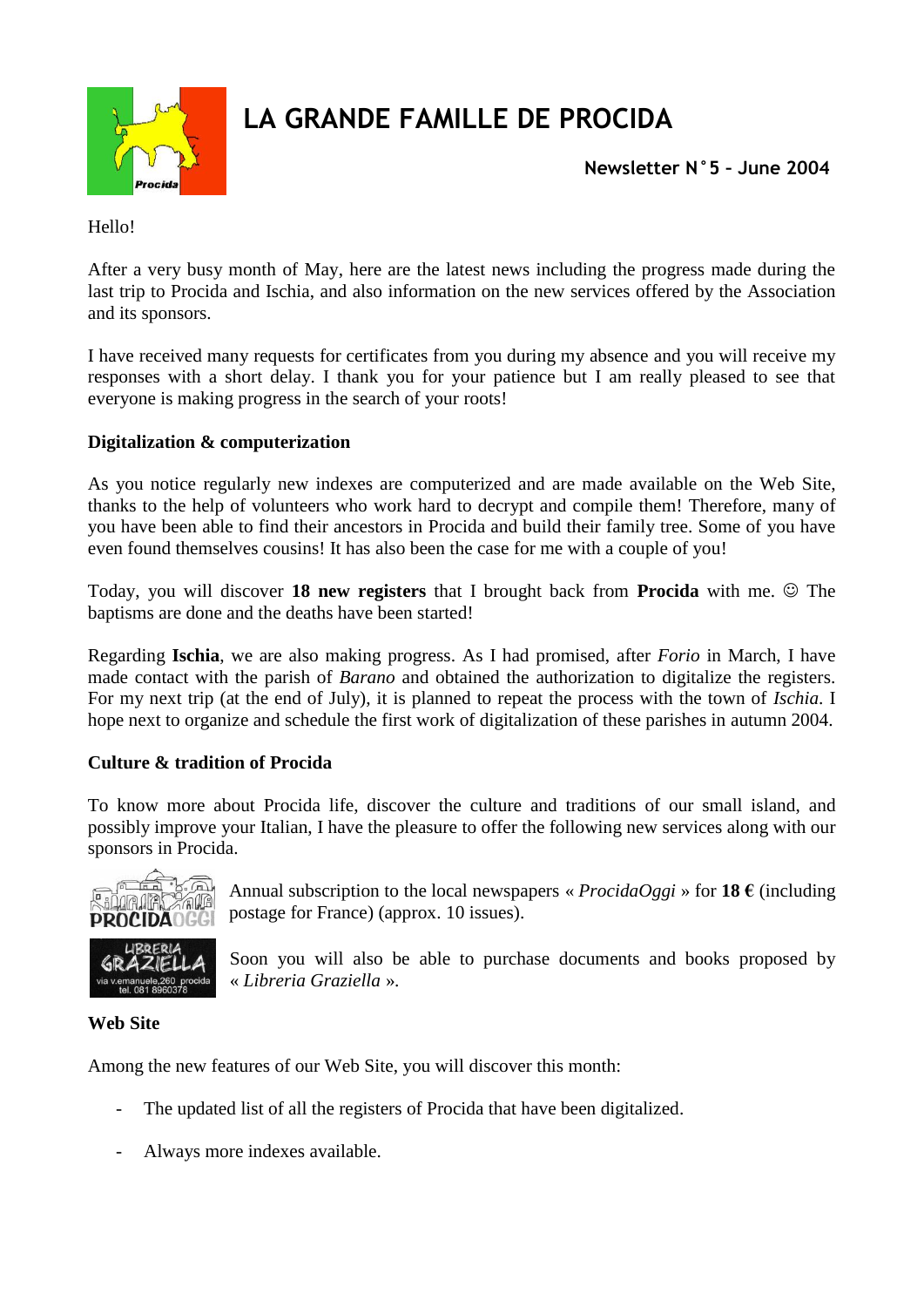# LA GRANDE FAMILLE DE PROCIDA

**Newsletter N°5 – June 2004**

Hello!

After a very busy month of May, here are the latest news including the progress made during the last trip to Procida and Ischia, and also information on the new services offered by the Association and its sponsors.

I have received many requests for certificates from you during my absence and you will receive my responses with a short delay. I thank you for your patience but I am really pleased to see that everyone is making progress in the search of your roots!

**Digitalization & computerization**

As you notice regularly new indexes are computerized and are made available on the Web Site, thanks to the help of volunteers who work hard to decrypt and compile them! Therefore, many of you have been able to find their ancestors in Procida and build their family tree. Some of you have even found themselves cousins! It has also been the case for me with a couple of you!

Today, you will discover **18 new registers** that I brought back from **Procida** with me. ☺ The baptisms are done and the deaths have been started!

Regarding **Ischia**, we are also making progress. As I had promised, after *Forio* in March, I have made contact with the parish of *Barano* and obtained the authorization to digitalize the registers. For my next trip (at the end of July), it is planned to repeat the process with the town of *Ischia*. I hope next to organize and schedule the first work of digitalization of these parishes in autumn 2004.

**Culture & tradition of Procida**

To know more about Procida life, discover the culture and traditions of our small island, and possibly improve your Italian, I have the pleasure to offer the following new services along with our sponsors in Procida.

Annual subscription to the local newspapers « *ProcidaOggi* » for **18 €** (including postage for France) (approx. 10 issues).

Soon you will also be able to purchase documents and books proposed by « *Libreria Graziella* ».

**Web Site**

Among the new features of our Web Site, you will discover this month:

- The updated list of all the registers of Procida that have been digitalized.
- Always more indexes available.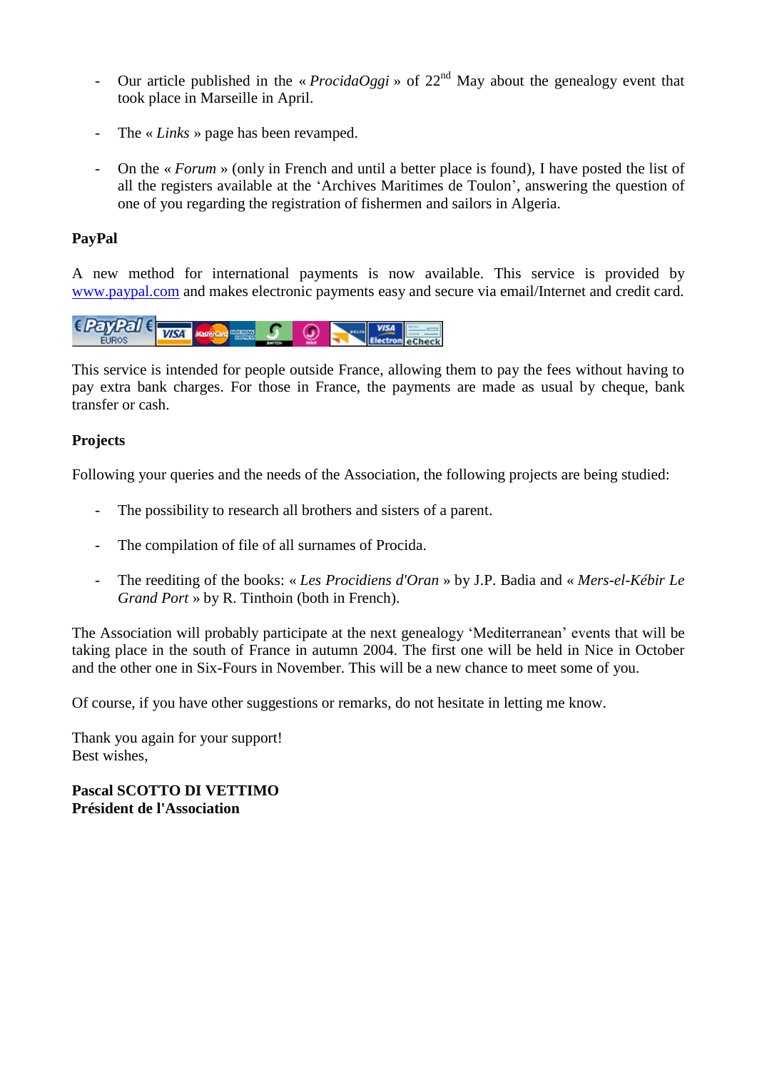- Our article published in the « *ProcidaOggi* » of 22nd May about the genealogy event that took place in Marseille in April.

- The « *Links* » page has been revamped.

- On the « *Forum* » (only in French and until a better place is found), I have posted the list of all the registers available at the 'Archives Maritimes de Toulon', answering the question of one of you regarding the registration of fishermen and sailors in Algeria.

**PayPal**

A new method for international payments is now available. This service is provided by www.paypal.com and makes electronic payments easy and secure via email/Internet and credit card.

This service is intended for people outside France, allowing them to pay the fees without having to pay extra bank charges. For those in France, the payments are made as usual by cheque, bank transfer or cash.

**Projects**

Following your queries and the needs of the Association, the following projects are being studied:

- The possibility to research all brothers and sisters of a parent.

- The compilation of file of all surnames of Procida.

- The reediting of the books: « *Les Procidiens d'Oran* » by J.P. Badia and « *Mers-el-Kébir Le Grand Port* » by R. Tinthoin (both in French).

The Association will probably participate at the next genealogy 'Mediterranean' events that will be taking place in the south of France in autumn 2004. The first one will be held in Nice in October and the other one in Six-Fours in November. This will be a new chance to meet some of you.

Of course, if you have other suggestions or remarks, do not hesitate in letting me know.

Thank you again for your support!
Best wishes,

**Pascal SCOTTO DI VETTIMO**
**Président de l'Association**